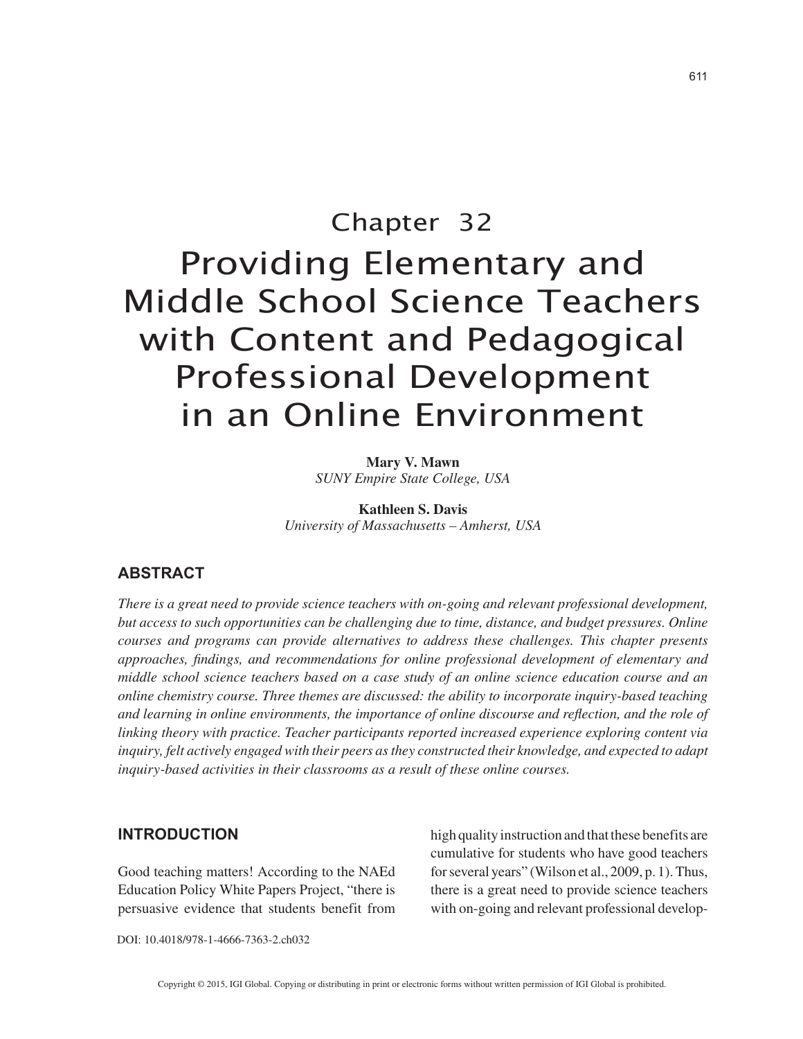# Chapter 32

# Providing Elementary and Middle School Science Teachers with Content and Pedagogical Professional Development in an Online Environment

**Mary V. Mawn**
*SUNY Empire State College, USA*

**Kathleen S. Davis**
*University of Massachusetts – Amherst, USA*

## ABSTRACT

*There is a great need to provide science teachers with on-going and relevant professional development, but access to such opportunities can be challenging due to time, distance, and budget pressures. Online courses and programs can provide alternatives to address these challenges. This chapter presents approaches, findings, and recommendations for online professional development of elementary and middle school science teachers based on a case study of an online science education course and an online chemistry course. Three themes are discussed: the ability to incorporate inquiry-based teaching and learning in online environments, the importance of online discourse and reflection, and the role of linking theory with practice. Teacher participants reported increased experience exploring content via inquiry, felt actively engaged with their peers as they constructed their knowledge, and expected to adapt inquiry-based activities in their classrooms as a result of these online courses.*

## INTRODUCTION

Good teaching matters! According to the NAEd Education Policy White Papers Project, "there is persuasive evidence that students benefit from high quality instruction and that these benefits are cumulative for students who have good teachers for several years" (Wilson et al., 2009, p. 1). Thus, there is a great need to provide science teachers with on-going and relevant professional develop-

DOI: 10.4018/978-1-4666-7363-2.ch032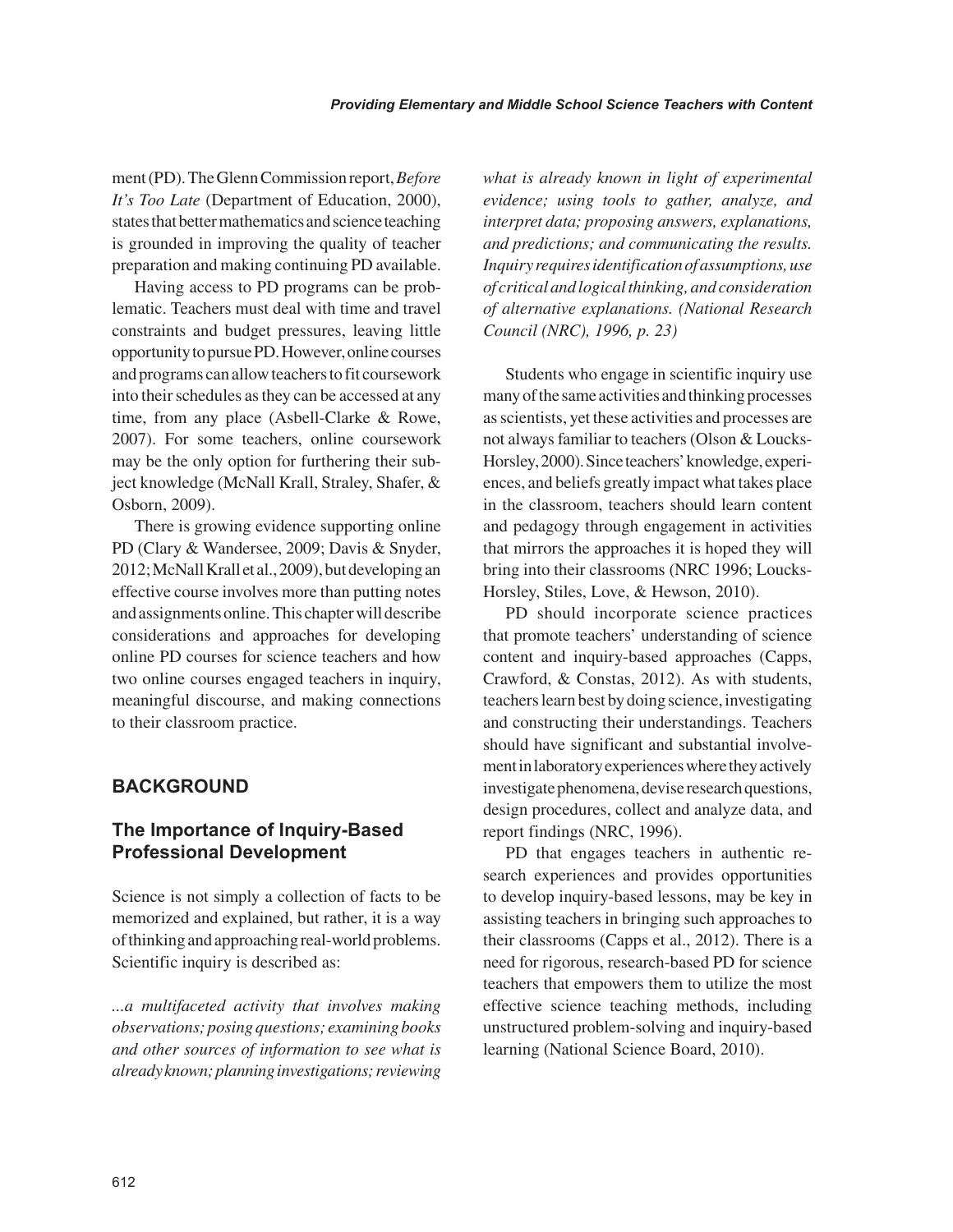ment (PD). The Glenn Commission report, *Before It's Too Late* (Department of Education, 2000), states that better mathematics and science teaching is grounded in improving the quality of teacher preparation and making continuing PD available.

Having access to PD programs can be problematic. Teachers must deal with time and travel constraints and budget pressures, leaving little opportunity to pursue PD. However, online courses and programs can allow teachers to fit coursework into their schedules as they can be accessed at any time, from any place (Asbell-Clarke & Rowe, 2007). For some teachers, online coursework may be the only option for furthering their subject knowledge (McNall Krall, Straley, Shafer, & Osborn, 2009).

There is growing evidence supporting online PD (Clary & Wandersee, 2009; Davis & Snyder, 2012; McNall Krall et al., 2009), but developing an effective course involves more than putting notes and assignments online. This chapter will describe considerations and approaches for developing online PD courses for science teachers and how two online courses engaged teachers in inquiry, meaningful discourse, and making connections to their classroom practice.

## BACKGROUND

### The Importance of Inquiry-Based Professional Development

Science is not simply a collection of facts to be memorized and explained, but rather, it is a way of thinking and approaching real-world problems. Scientific inquiry is described as:

*...a multifaceted activity that involves making observations; posing questions; examining books and other sources of information to see what is already known; planning investigations; reviewing what is already known in light of experimental evidence; using tools to gather, analyze, and interpret data; proposing answers, explanations, and predictions; and communicating the results. Inquiry requires identification of assumptions, use of critical and logical thinking, and consideration of alternative explanations. (National Research Council (NRC), 1996, p. 23)*

Students who engage in scientific inquiry use many of the same activities and thinking processes as scientists, yet these activities and processes are not always familiar to teachers (Olson & Loucks-Horsley, 2000). Since teachers' knowledge, experiences, and beliefs greatly impact what takes place in the classroom, teachers should learn content and pedagogy through engagement in activities that mirrors the approaches it is hoped they will bring into their classrooms (NRC 1996; Loucks-Horsley, Stiles, Love, & Hewson, 2010).

PD should incorporate science practices that promote teachers' understanding of science content and inquiry-based approaches (Capps, Crawford, & Constas, 2012). As with students, teachers learn best by doing science, investigating and constructing their understandings. Teachers should have significant and substantial involvement in laboratory experiences where they actively investigate phenomena, devise research questions, design procedures, collect and analyze data, and report findings (NRC, 1996).

PD that engages teachers in authentic research experiences and provides opportunities to develop inquiry-based lessons, may be key in assisting teachers in bringing such approaches to their classrooms (Capps et al., 2012). There is a need for rigorous, research-based PD for science teachers that empowers them to utilize the most effective science teaching methods, including unstructured problem-solving and inquiry-based learning (National Science Board, 2010).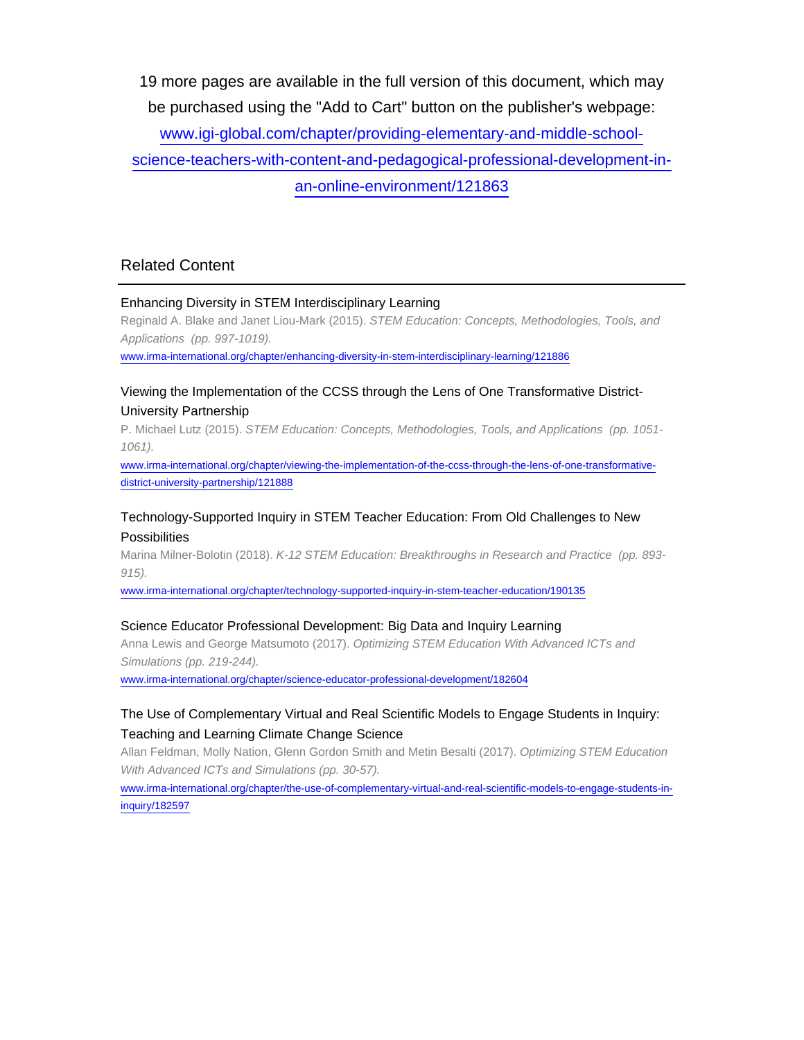19 more pages are available in the full version of this document, which may be purchased using the "Add to Cart" button on the publisher's webpage: [www.igi-global.com/chapter/providing-elementary-and-middle-school-science-teachers-with-content-and-pedagogical-professional-development-in-an-online-environment/121863](www.igi-global.com/chapter/providing-elementary-and-middle-school-science-teachers-with-content-and-pedagogical-professional-development-in-an-online-environment/121863)

## Related Content

### Enhancing Diversity in STEM Interdisciplinary Learning

Reginald A. Blake and Janet Liou-Mark (2015). *STEM Education: Concepts, Methodologies, Tools, and Applications (pp. 997-1019).*

[www.irma-international.org/chapter/enhancing-diversity-in-stem-interdisciplinary-learning/121886](www.irma-international.org/chapter/enhancing-diversity-in-stem-interdisciplinary-learning/121886)

### Viewing the Implementation of the CCSS through the Lens of One Transformative District-University Partnership

P. Michael Lutz (2015). *STEM Education: Concepts, Methodologies, Tools, and Applications (pp. 1051-1061).*

[www.irma-international.org/chapter/viewing-the-implementation-of-the-ccss-through-the-lens-of-one-transformative-district-university-partnership/121888](www.irma-international.org/chapter/viewing-the-implementation-of-the-ccss-through-the-lens-of-one-transformative-district-university-partnership/121888)

### Technology-Supported Inquiry in STEM Teacher Education: From Old Challenges to New Possibilities

Marina Milner-Bolotin (2018). *K-12 STEM Education: Breakthroughs in Research and Practice (pp. 893-915).*

[www.irma-international.org/chapter/technology-supported-inquiry-in-stem-teacher-education/190135](www.irma-international.org/chapter/technology-supported-inquiry-in-stem-teacher-education/190135)

### Science Educator Professional Development: Big Data and Inquiry Learning

Anna Lewis and George Matsumoto (2017). *Optimizing STEM Education With Advanced ICTs and Simulations (pp. 219-244).*

[www.irma-international.org/chapter/science-educator-professional-development/182604](www.irma-international.org/chapter/science-educator-professional-development/182604)

### The Use of Complementary Virtual and Real Scientific Models to Engage Students in Inquiry: Teaching and Learning Climate Change Science

Allan Feldman, Molly Nation, Glenn Gordon Smith and Metin Besalti (2017). *Optimizing STEM Education With Advanced ICTs and Simulations (pp. 30-57).*

[www.irma-international.org/chapter/the-use-of-complementary-virtual-and-real-scientific-models-to-engage-students-in-inquiry/182597](www.irma-international.org/chapter/the-use-of-complementary-virtual-and-real-scientific-models-to-engage-students-in-inquiry/182597)